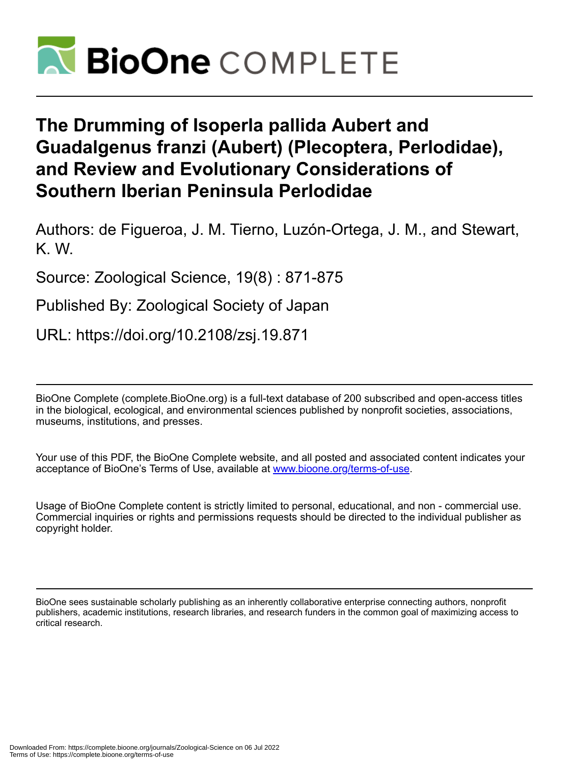# The Drumming of Isoperla pallida Aubert and Guadalgenus franzi (Aubert) (Plecoptera, Perlodidae), and Review and Evolutionary Considerations of Southern Iberian Peninsula Perlodidae

Authors: de Figueroa, J. M. Tierno, Luzón-Ortega, J. M., and Stewart, K. W.

Source: Zoological Science, 19(8) : 871-875

Published By: Zoological Society of Japan

URL: https://doi.org/10.2108/zsj.19.871

---

BioOne Complete (complete.BioOne.org) is a full-text database of 200 subscribed and open-access titles in the biological, ecological, and environmental sciences published by nonprofit societies, associations, museums, institutions, and presses.

Your use of this PDF, the BioOne Complete website, and all posted and associated content indicates your acceptance of BioOne's Terms of Use, available at www.bioone.org/terms-of-use.

Usage of BioOne Complete content is strictly limited to personal, educational, and non - commercial use. Commercial inquiries or rights and permissions requests should be directed to the individual publisher as copyright holder.

---

BioOne sees sustainable scholarly publishing as an inherently collaborative enterprise connecting authors, nonprofit publishers, academic institutions, research libraries, and research funders in the common goal of maximizing access to critical research.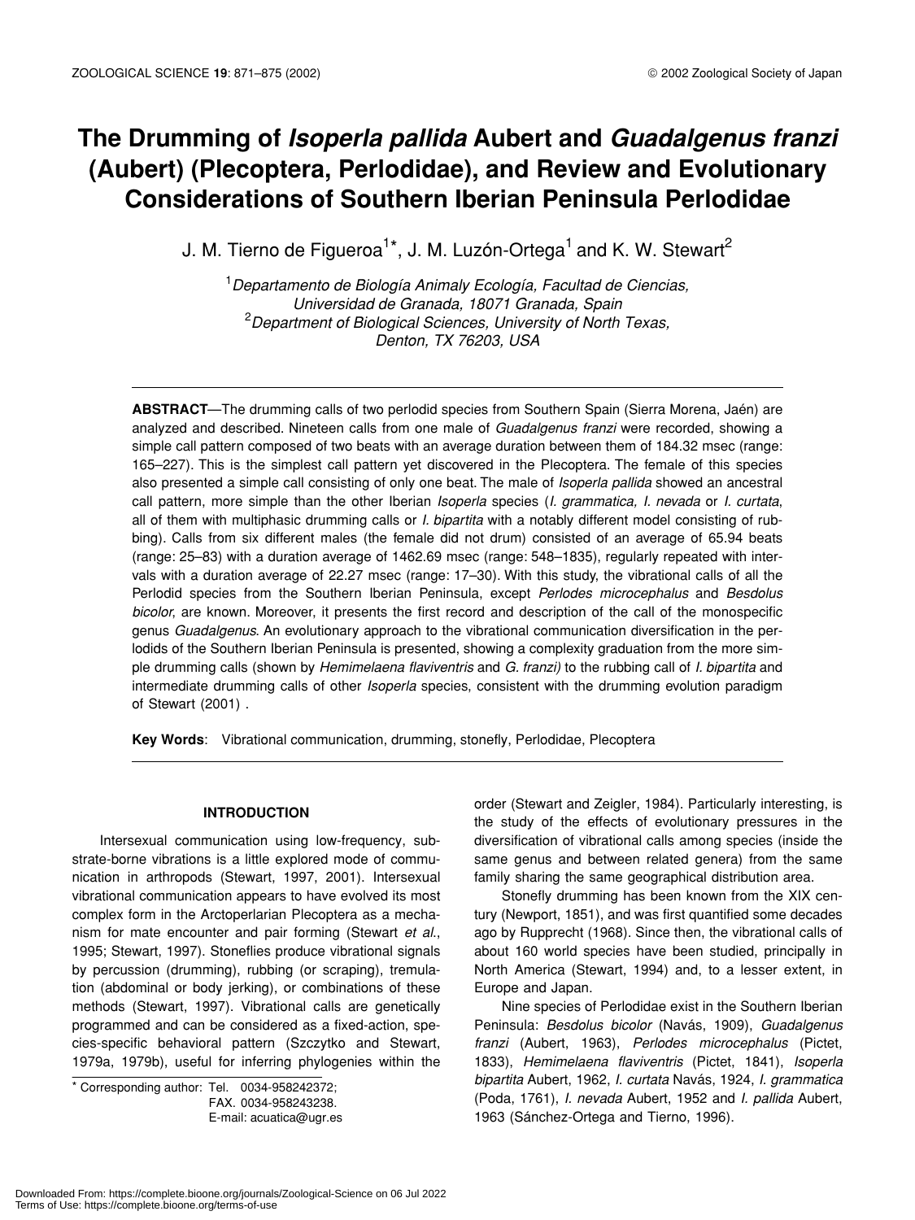# The Drumming of *Isoperla pallida* Aubert and *Guadalgenus franzi* (Aubert) (Plecoptera, Perlodidae), and Review and Evolutionary Considerations of Southern Iberian Peninsula Perlodidae

J. M. Tierno de Figueroa[1]*, J. M. Luzón-Ortega[1] and K. W. Stewart[2]

[1]*Departamento de Biología Animaly Ecología, Facultad de Ciencias, Universidad de Granada, 18071 Granada, Spain*
[2]*Department of Biological Sciences, University of North Texas, Denton, TX 76203, USA*

**ABSTRACT**—The drumming calls of two perlodid species from Southern Spain (Sierra Morena, Jaén) are analyzed and described. Nineteen calls from one male of *Guadalgenus franzi* were recorded, showing a simple call pattern composed of two beats with an average duration between them of 184.32 msec (range: 165–227). This is the simplest call pattern yet discovered in the Plecoptera. The female of this species also presented a simple call consisting of only one beat. The male of *Isoperla pallida* showed an ancestral call pattern, more simple than the other Iberian *Isoperla* species (*I. grammatica, I. nevada* or *I. curtata*, all of them with multiphasic drumming calls or *I. bipartita* with a notably different model consisting of rubbing). Calls from six different males (the female did not drum) consisted of an average of 65.94 beats (range: 25–83) with a duration average of 1462.69 msec (range: 548–1835), regularly repeated with intervals with a duration average of 22.27 msec (range: 17–30). With this study, the vibrational calls of all the Perlodid species from the Southern Iberian Peninsula, except *Perlodes microcephalus* and *Besdolus bicolor*, are known. Moreover, it presents the first record and description of the call of the monospecific genus *Guadalgenus*. An evolutionary approach to the vibrational communication diversification in the perlodids of the Southern Iberian Peninsula is presented, showing a complexity graduation from the more simple drumming calls (shown by *Hemimelaena flaviventris* and *G. franzi)* to the rubbing call of *I. bipartita* and intermediate drumming calls of other *Isoperla* species, consistent with the drumming evolution paradigm of Stewart (2001) .

**Key Words**: Vibrational communication, drumming, stonefly, Perlodidae, Plecoptera

## INTRODUCTION

Intersexual communication using low-frequency, substrate-borne vibrations is a little explored mode of communication in arthropods (Stewart, 1997, 2001). Intersexual vibrational communication appears to have evolved its most complex form in the Arctoperlarian Plecoptera as a mechanism for mate encounter and pair forming (Stewart *et al*., 1995; Stewart, 1997). Stoneflies produce vibrational signals by percussion (drumming), rubbing (or scraping), tremulation (abdominal or body jerking), or combinations of these methods (Stewart, 1997). Vibrational calls are genetically programmed and can be considered as a fixed-action, species-specific behavioral pattern (Szczytko and Stewart, 1979a, 1979b), useful for inferring phylogenies within the order (Stewart and Zeigler, 1984). Particularly interesting, is the study of the effects of evolutionary pressures in the diversification of vibrational calls among species (inside the same genus and between related genera) from the same family sharing the same geographical distribution area.

Stonefly drumming has been known from the XIX century (Newport, 1851), and was first quantified some decades ago by Rupprecht (1968). Since then, the vibrational calls of about 160 world species have been studied, principally in North America (Stewart, 1994) and, to a lesser extent, in Europe and Japan.

Nine species of Perlodidae exist in the Southern Iberian Peninsula: *Besdolus bicolor* (Navás, 1909), *Guadalgenus franzi* (Aubert, 1963), *Perlodes microcephalus* (Pictet, 1833), *Hemimelaena flaviventris* (Pictet, 1841), *Isoperla bipartita* Aubert, 1962, *I. curtata* Navás, 1924, *I. grammatica* (Poda, 1761), *I. nevada* Aubert, 1952 and *I. pallida* Aubert, 1963 (Sánchez-Ortega and Tierno, 1996).

* Corresponding author: Tel. 0034-958242372;
FAX. 0034-958243238.
E-mail: acuatica@ugr.es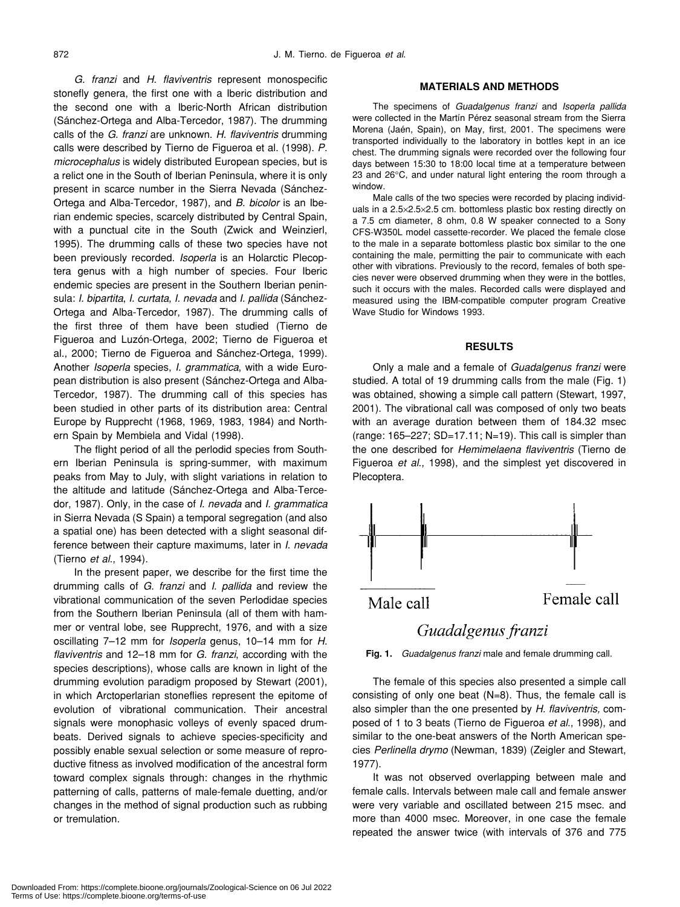*G. franzi* and *H. flaviventris* represent monospecific stonefly genera, the first one with a Iberic distribution and the second one with a Iberic-North African distribution (Sánchez-Ortega and Alba-Tercedor, 1987). The drumming calls of the *G. franzi* are unknown. *H. flaviventris* drumming calls were described by Tierno de Figueroa et al. (1998). *P. microcephalus* is widely distributed European species, but is a relict one in the South of Iberian Peninsula, where it is only present in scarce number in the Sierra Nevada (Sánchez-Ortega and Alba-Tercedor, 1987), and *B. bicolor* is an Iberian endemic species, scarcely distributed by Central Spain, with a punctual cite in the South (Zwick and Weinzierl, 1995). The drumming calls of these two species have not been previously recorded. *Isoperla* is an Holarctic Plecoptera genus with a high number of species. Four Iberic endemic species are present in the Southern Iberian peninsula: *I. bipartita*, *I. curtata*, *I. nevada* and *I. pallida* (Sánchez-Ortega and Alba-Tercedor, 1987). The drumming calls of the first three of them have been studied (Tierno de Figueroa and Luzón-Ortega, 2002; Tierno de Figueroa et al., 2000; Tierno de Figueroa and Sánchez-Ortega, 1999). Another *Isoperla* species, *I. grammatica*, with a wide European distribution is also present (Sánchez-Ortega and Alba-Tercedor, 1987). The drumming call of this species has been studied in other parts of its distribution area: Central Europe by Rupprecht (1968, 1969, 1983, 1984) and Northern Spain by Membiela and Vidal (1998).

The flight period of all the perlodid species from Southern Iberian Peninsula is spring-summer, with maximum peaks from May to July, with slight variations in relation to the altitude and latitude (Sánchez-Ortega and Alba-Tercedor, 1987). Only, in the case of *I. nevada* and *I. grammatica* in Sierra Nevada (S Spain) a temporal segregation (and also a spatial one) has been detected with a slight seasonal difference between their capture maximums, later in *I. nevada* (Tierno *et al*., 1994).

In the present paper, we describe for the first time the drumming calls of *G. franzi* and *I. pallida* and review the vibrational communication of the seven Perlodidae species from the Southern Iberian Peninsula (all of them with hammer or ventral lobe, see Rupprecht, 1976, and with a size oscillating 7–12 mm for *Isoperla* genus, 10–14 mm for *H. flaviventris* and 12–18 mm for *G. franzi*, according with the species descriptions), whose calls are known in light of the drumming evolution paradigm proposed by Stewart (2001), in which Arctoperlarian stoneflies represent the epitome of evolution of vibrational communication. Their ancestral signals were monophasic volleys of evenly spaced drumbeats. Derived signals to achieve species-specificity and possibly enable sexual selection or some measure of reproductive fitness as involved modification of the ancestral form toward complex signals through: changes in the rhythmic patterning of calls, patterns of male-female duetting, and/or changes in the method of signal production such as rubbing or tremulation.

## MATERIALS AND METHODS

The specimens of *Guadalgenus franzi* and *Isoperla pallida* were collected in the Martín Pérez seasonal stream from the Sierra Morena (Jaén, Spain), on May, first, 2001. The specimens were transported individually to the laboratory in bottles kept in an ice chest. The drumming signals were recorded over the following four days between 15:30 to 18:00 local time at a temperature between 23 and 26°C, and under natural light entering the room through a window.

Male calls of the two species were recorded by placing individuals in a 2.5×2.5×2.5 cm. bottomless plastic box resting directly on a 7.5 cm diameter, 8 ohm, 0.8 W speaker connected to a Sony CFS-W350L model cassette-recorder. We placed the female close to the male in a separate bottomless plastic box similar to the one containing the male, permitting the pair to communicate with each other with vibrations. Previously to the record, females of both species never were observed drumming when they were in the bottles, such it occurs with the males. Recorded calls were displayed and measured using the IBM-compatible computer program Creative Wave Studio for Windows 1993.

## RESULTS

Only a male and a female of *Guadalgenus franzi* were studied. A total of 19 drumming calls from the male (Fig. 1) was obtained, showing a simple call pattern (Stewart, 1997, 2001). The vibrational call was composed of only two beats with an average duration between them of 184.32 msec (range: 165–227; SD=17.11; N=19). This call is simpler than the one described for *Hemimelaena flaviventris* (Tierno de Figueroa *et al*., 1998), and the simplest yet discovered in Plecoptera.

**Fig. 1.** *Guadalgenus franzi* male and female drumming call.

The female of this species also presented a simple call consisting of only one beat (N=8). Thus, the female call is also simpler than the one presented by *H. flaviventris*, composed of 1 to 3 beats (Tierno de Figueroa *et al*., 1998), and similar to the one-beat answers of the North American species *Perlinella drymo* (Newman, 1839) (Zeigler and Stewart, 1977).

It was not observed overlapping between male and female calls. Intervals between male call and female answer were very variable and oscillated between 215 msec. and more than 4000 msec. Moreover, in one case the female repeated the answer twice (with intervals of 376 and 775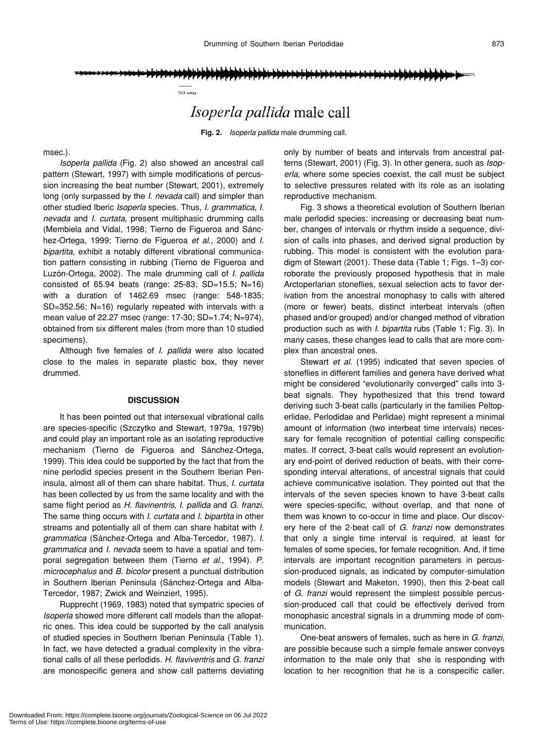50 seg.

*Isoperla pallida* male call

**Fig. 2.** *Isoperla pallida* male drumming call.

msec.).

*Isoperla pallida* (Fig. 2) also showed an ancestral call pattern (Stewart, 1997) with simple modifications of percussion increasing the beat number (Stewart, 2001), extremely long (only surpassed by the *I. nevada* call) and simpler than other studied Iberic *Isoperla* species. Thus, *I. grammatica*, *I. nevada* and *I. curtata*, present multiphasic drumming calls (Membiela and Vidal, 1998; Tierno de Figueroa and Sánchez-Ortega, 1999; Tierno de Figueroa *et al*., 2000) and *I. bipartita,* exhibit a notably different vibrational communication pattern consisting in rubbing (Tierno de Figueroa and Luzón-Ortega, 2002). The male drumming call of *I. pallida* consisted of 65.94 beats (range: 25-83; SD=15.5; N=16) with a duration of 1462.69 msec (range: 548-1835; SD=352.56; N=16) regularly repeated with intervals with a mean value of 22.27 msec (range: 17-30; SD=1.74; N=974), obtained from six different males (from more than 10 studied specimens).

Although five females of *I. pallida* were also located close to the males in separate plastic box, they never drummed.

## DISCUSSION

It has been pointed out that intersexual vibrational calls are species-specific (Szczytko and Stewart, 1979a, 1979b) and could play an important role as an isolating reproductive mechanism (Tierno de Figueroa and Sánchez-Ortega, 1999). This idea could be supported by the fact that from the nine perlodid species present in the Southern Iberian Peninsula, almost all of them can share habitat. Thus, *I. curtata* has been collected by us from the same locality and with the same flight period as *H. flavinentris, I. pallida* and *G. franzi.* The same thing occurs with *I. curtata* and *I. bipartita* in other streams and potentially all of them can share habitat with *I. grammatica* (Sánchez-Ortega and Alba-Tercedor, 1987). *I. grammatica* and *I. nevada* seem to have a spatial and temporal segregation between them (Tierno *et al*., 1994). *P. microcephalus* and *B. bicolor* present a punctual distribution in Southern Iberian Peninsula (Sánchez-Ortega and Alba-Tercedor, 1987; Zwick and Weinzierl, 1995).

Rupprecht (1969, 1983) noted that sympatric species of *Isoperla* showed more different call models than the allopatric ones. This idea could be supported by the call analysis of studied species in Southern Iberian Peninsula (Table 1). In fact, we have detected a gradual complexity in the vibrational calls of all these perlodids. *H. flaviventris* and *G. franzi* are monospecific genera and show call patterns deviating only by number of beats and intervals from ancestral patterns (Stewart, 2001) (Fig. 3). In other genera, such as *Isoperla*, where some species coexist, the call must be subject to selective pressures related with its role as an isolating reproductive mechanism.

Fig. 3 shows a theoretical evolution of Southern Iberian male perlodid species: increasing or decreasing beat number, changes of intervals or rhythm inside a sequence, division of calls into phases, and derived signal production by rubbing. This model is consistent with the evolution paradigm of Stewart (2001). These data (Table 1; Figs. 1–3) corroborate the previously proposed hypothesis that in male Arctoperlarian stoneflies, sexual selection acts to favor derivation from the ancestral monophasy to calls with altered (more or fewer) beats, distinct interbeat intervals (often phased and/or grouped) and/or changed method of vibration production such as with *I. bipartita* rubs (Table 1; Fig. 3). In many cases, these changes lead to calls that are more complex than ancestral ones.

Stewart *et al*. (1995) indicated that seven species of stoneflies in different families and genera have derived what might be considered "evolutionarily converged" calls into 3-beat signals. They hypothesized that this trend toward deriving such 3-beat calls (particularly in the families Peltoperlidae, Perlodidae and Perlidae) might represent a minimal amount of information (two interbeat time intervals) necessary for female recognition of potential calling conspecific mates. If correct, 3-beat calls would represent an evolutionary end-point of derived reduction of beats, with their corresponding interval alterations, of ancestral signals that could achieve communicative isolation. They pointed out that the intervals of the seven species known to have 3-beat calls were species-specific, without overlap, and that none of them was known to co-occur in time and place. Our discovery here of the 2-beat call of *G. franzi* now demonstrates that only a single time interval is required, at least for females of some species, for female recognition. And, if time intervals are important recognition parameters in percussion-produced signals, as indicated by computer-simulation models (Stewart and Maketon, 1990), then this 2-beat call of *G. franzi* would represent the simplest possible percussion-produced call that could be effectively derived from monophasic ancestral signals in a drumming mode of communication.

One-beat answers of females, such as here in *G. franzi*, are possible because such a simple female answer conveys information to the male only that she is responding with location to her recognition that he is a conspecific caller.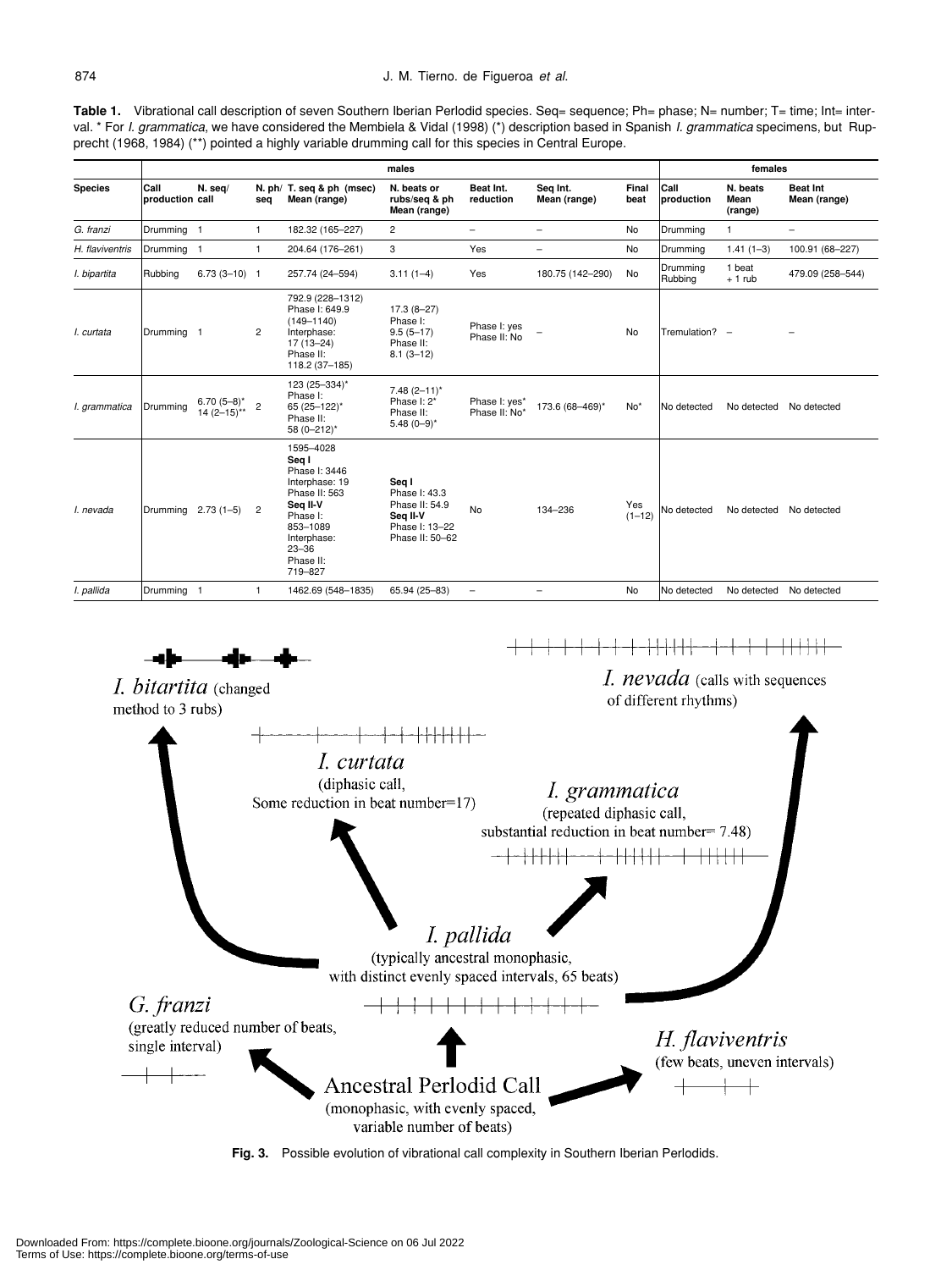**Table 1.** Vibrational call description of seven Southern Iberian Perlodid species. Seq= sequence; Ph= phase; N= number; T= time; Int= interval. * For *I. grammatica*, we have considered the Membiela & Vidal (1998) (*) description based in Spanish *I. grammatica* specimens, but Rupprecht (1968, 1984) (**) pointed a highly variable drumming call for this species in Central Europe.

| | males | | | | | | | | | females | | |
|---|---|---|---|---|---|---|---|---|---|---|---|---|
| **Species** | **Call production** | **N. seq/ call** | **N. ph/ seq** | **T. seq & ph (msec) Mean (range)** | **N. beats or rubs/seq & ph Mean (range)** | **Beat Int. reduction** | **Seq Int. Mean (range)** | **Final beat** | **Call production** | **N. beats Mean (range)** | **Beat Int Mean (range)** |
| *G. franzi* | Drumming | 1 | 1 | 182.32 (165–227) | 2 | – | – | No | Drumming | 1 | – |
| *H. flaviventris* | Drumming | 1 | 1 | 204.64 (176–261) | 3 | Yes | – | No | Drumming | 1.41 (1–3) | 100.91 (68–227) |
| *I. bipartita* | Rubbing | 6.73 (3–10) | 1 | 257.74 (24–594) | 3.11 (1–4) | Yes | 180.75 (142–290) | No | Drumming Rubbing | 1 beat + 1 rub | 479.09 (258–544) |
| *I. curtata* | Drumming | 1 | 2 | 792.9 (228–1312) Phase I: 649.9 (149–1140) Interphase: 17 (13–24) Phase II: 118.2 (37–185) | 17.3 (8–27) Phase I: 9.5 (5–17) Phase II: 8.1 (3–12) | Phase I: yes Phase II: No | – | No | Tremulation? | – | – |
| *I. grammatica* | Drumming | 6.70 (5–8)* 14 (2–15)** | 2 | 123 (25–334)* Phase I: 65 (25–122)* Phase II: 58 (0–212)* | 7.48 (2–11)* Phase I: 2* Phase II: 5.48 (0–9)* | Phase I: yes* Phase II: No* | 173.6 (68–469)* | No* | No detected | No detected | No detected |
| *I. nevada* | Drumming | 2.73 (1–5) | 2 | 1595–4028 **Seq I** Phase I: 3446 Interphase: 19 Phase II: 563 **Seq II-V** Phase I: 853–1089 Interphase: 23–36 Phase II: 719–827 | **Seq I** Phase I: 43.3 Phase II: 54.9 **Seq II-V** Phase I: 13–22 Phase II: 50–62 | No | 134–236 | Yes (1–12) | No detected | No detected | No detected |
| *I. pallida* | Drumming | 1 | 1 | 1462.69 (548–1835) | 65.94 (25–83) | – | – | No | No detected | No detected | No detected |

**Fig. 3.** Possible evolution of vibrational call complexity in Southern Iberian Perlodids.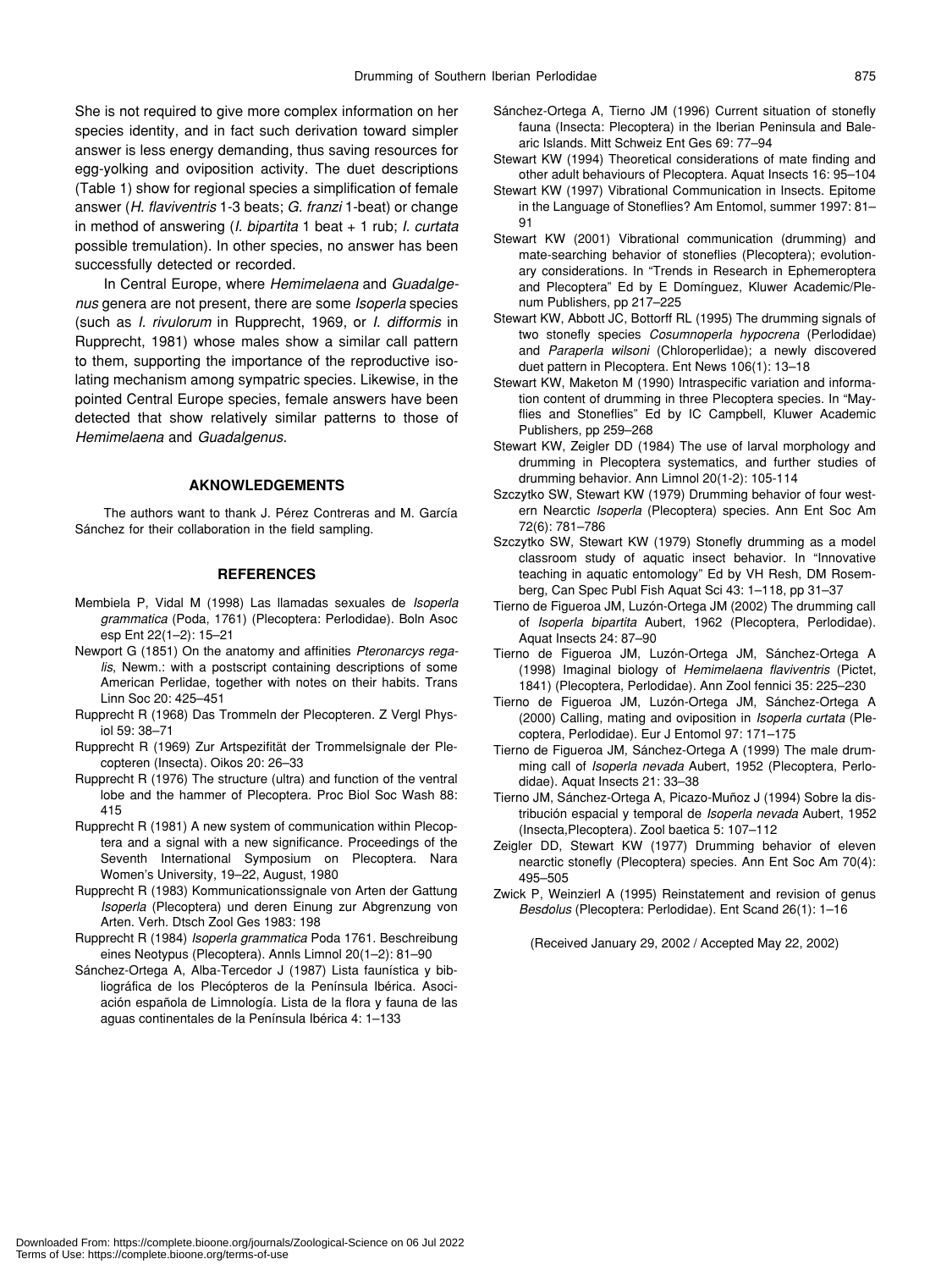She is not required to give more complex information on her species identity, and in fact such derivation toward simpler answer is less energy demanding, thus saving resources for egg-yolking and oviposition activity. The duet descriptions (Table 1) show for regional species a simplification of female answer (*H. flaviventris* 1-3 beats; *G. franzi* 1-beat) or change in method of answering (*I. bipartita* 1 beat + 1 rub; *I. curtata* possible tremulation). In other species, no answer has been successfully detected or recorded.

In Central Europe, where *Hemimelaena* and *Guadalgenus* genera are not present, there are some *Isoperla* species (such as *I. rivulorum* in Rupprecht, 1969, or *I. difformis* in Rupprecht, 1981) whose males show a similar call pattern to them, supporting the importance of the reproductive isolating mechanism among sympatric species. Likewise, in the pointed Central Europe species, female answers have been detected that show relatively similar patterns to those of *Hemimelaena* and *Guadalgenus*.

## AKNOWLEDGEMENTS

The authors want to thank J. Pérez Contreras and M. García Sánchez for their collaboration in the field sampling.

## REFERENCES

Membiela P, Vidal M (1998) Las llamadas sexuales de *Isoperla grammatica* (Poda, 1761) (Plecoptera: Perlodidae). Boln Asoc esp Ent 22(1–2): 15–21

Newport G (1851) On the anatomy and affinities *Pteronarcys regalis*, Newm.: with a postscript containing descriptions of some American Perlidae, together with notes on their habits. Trans Linn Soc 20: 425–451

Rupprecht R (1968) Das Trommeln der Plecopteren. Z Vergl Physiol 59: 38–71

Rupprecht R (1969) Zur Artspezifität der Trommelsignale der Plecopteren (Insecta). Oikos 20: 26–33

Rupprecht R (1976) The structure (ultra) and function of the ventral lobe and the hammer of Plecoptera. Proc Biol Soc Wash 88: 415

Rupprecht R (1981) A new system of communication within Plecoptera and a signal with a new significance. Proceedings of the Seventh International Symposium on Plecoptera. Nara Women's University, 19–22, August, 1980

Rupprecht R (1983) Kommunicationssignale von Arten der Gattung *Isoperla* (Plecoptera) und deren Einung zur Abgrenzung von Arten. Verh. Dtsch Zool Ges 1983: 198

Rupprecht R (1984) *Isoperla grammatica* Poda 1761. Beschreibung eines Neotypus (Plecoptera). Annls Limnol 20(1–2): 81–90

Sánchez-Ortega A, Alba-Tercedor J (1987) Lista faunística y bibliográfica de los Plecópteros de la Península Ibérica. Asociación española de Limnología. Lista de la flora y fauna de las aguas continentales de la Península Ibérica 4: 1–133

Sánchez-Ortega A, Tierno JM (1996) Current situation of stonefly fauna (Insecta: Plecoptera) in the Iberian Peninsula and Balearic Islands. Mitt Schweiz Ent Ges 69: 77–94

Stewart KW (1994) Theoretical considerations of mate finding and other adult behaviours of Plecoptera. Aquat Insects 16: 95–104

Stewart KW (1997) Vibrational Communication in Insects. Epitome in the Language of Stoneflies? Am Entomol, summer 1997: 81–91

Stewart KW (2001) Vibrational communication (drumming) and mate-searching behavior of stoneflies (Plecoptera); evolutionary considerations. In "Trends in Research in Ephemeroptera and Plecoptera" Ed by E Domínguez, Kluwer Academic/Plenum Publishers, pp 217–225

Stewart KW, Abbott JC, Bottorff RL (1995) The drumming signals of two stonefly species *Cosumnoperla hypocrena* (Perlodidae) and *Paraperla wilsoni* (Chloroperlidae); a newly discovered duet pattern in Plecoptera. Ent News 106(1): 13–18

Stewart KW, Maketon M (1990) Intraspecific variation and information content of drumming in three Plecoptera species. In "Mayflies and Stoneflies" Ed by IC Campbell, Kluwer Academic Publishers, pp 259–268

Stewart KW, Zeigler DD (1984) The use of larval morphology and drumming in Plecoptera systematics, and further studies of drumming behavior. Ann Limnol 20(1-2): 105-114

Szczytko SW, Stewart KW (1979) Drumming behavior of four western Nearctic *Isoperla* (Plecoptera) species. Ann Ent Soc Am 72(6): 781–786

Szczytko SW, Stewart KW (1979) Stonefly drumming as a model classroom study of aquatic insect behavior. In "Innovative teaching in aquatic entomology" Ed by VH Resh, DM Rosemberg, Can Spec Publ Fish Aquat Sci 43: 1–118, pp 31–37

Tierno de Figueroa JM, Luzón-Ortega JM (2002) The drumming call of *Isoperla bipartita* Aubert, 1962 (Plecoptera, Perlodidae). Aquat Insects 24: 87–90

Tierno de Figueroa JM, Luzón-Ortega JM, Sánchez-Ortega A (1998) Imaginal biology of *Hemimelaena flaviventris* (Pictet, 1841) (Plecoptera, Perlodidae). Ann Zool fennici 35: 225–230

Tierno de Figueroa JM, Luzón-Ortega JM, Sánchez-Ortega A (2000) Calling, mating and oviposition in *Isoperla curtata* (Plecoptera, Perlodidae). Eur J Entomol 97: 171–175

Tierno de Figueroa JM, Sánchez-Ortega A (1999) The male drumming call of *Isoperla nevada* Aubert, 1952 (Plecoptera, Perlodidae). Aquat Insects 21: 33–38

Tierno JM, Sánchez-Ortega A, Picazo-Muñoz J (1994) Sobre la distribución espacial y temporal de *Isoperla nevada* Aubert, 1952 (Insecta,Plecoptera). Zool baetica 5: 107–112

Zeigler DD, Stewart KW (1977) Drumming behavior of eleven nearctic stonefly (Plecoptera) species. Ann Ent Soc Am 70(4): 495–505

Zwick P, Weinzierl A (1995) Reinstatement and revision of genus *Besdolus* (Plecoptera: Perlodidae). Ent Scand 26(1): 1–16

(Received January 29, 2002 / Accepted May 22, 2002)